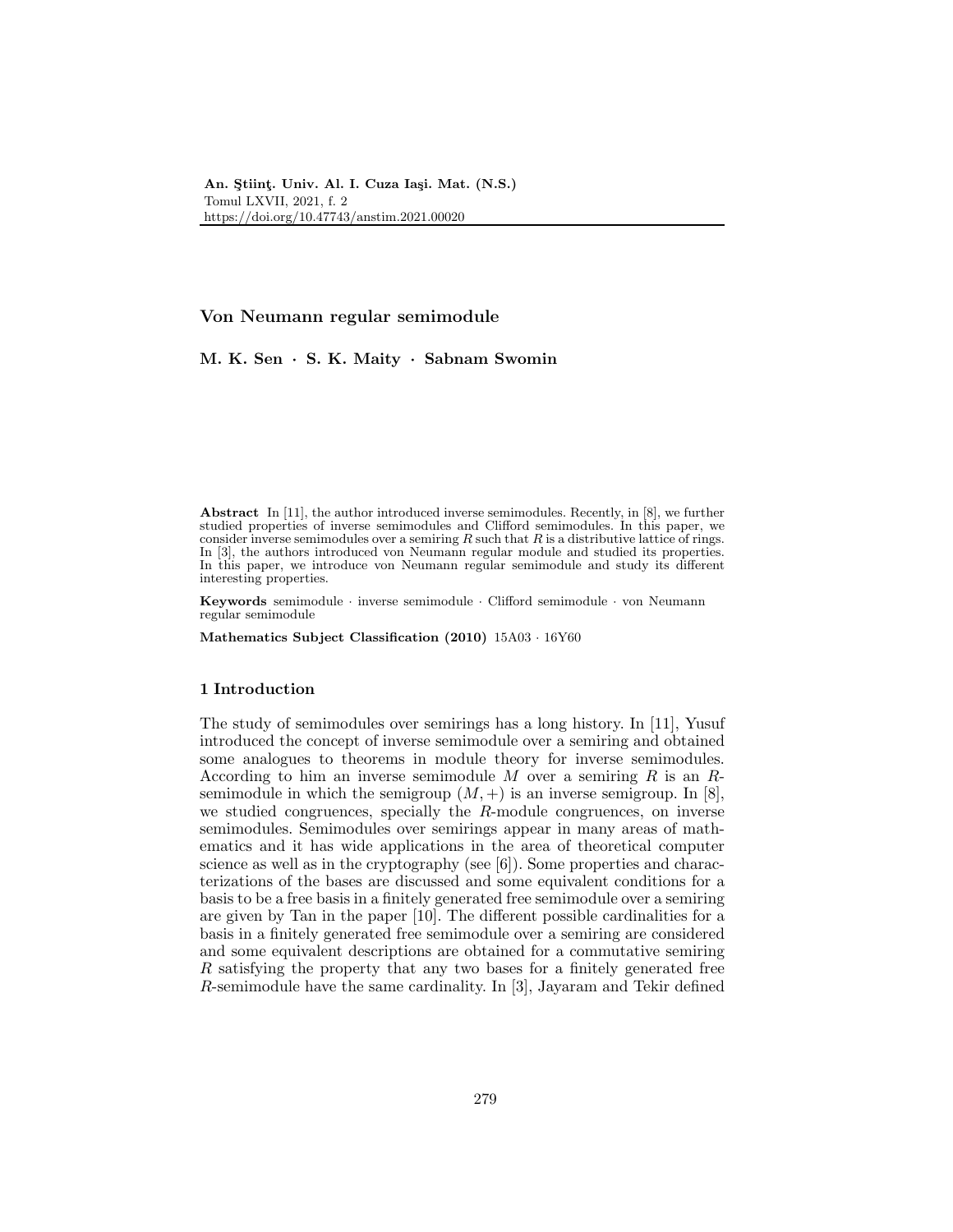# Von Neumann regular semimodule

**M. K. Sen · S. K. Maity · Sabnam Swomin**

**Abstract** In [11], the author introduced inverse semimodules. Recently, in [8], we further studied properties of inverse semimodules and Clifford semimodules. In this paper, we consider inverse semimodules over a semiring $R$ such that $R$ is a distributive lattice of rings. In [3], the authors introduced von Neumann regular module and studied its properties. In this paper, we introduce von Neumann regular semimodule and study its different interesting properties.

**Keywords** semimodule · inverse semimodule · Clifford semimodule · von Neumann regular semimodule

**Mathematics Subject Classification (2010)** 15A03 · 16Y60

## 1 Introduction

The study of semimodules over semirings has a long history. In [11], Yusuf introduced the concept of inverse semimodule over a semiring and obtained some analogues to theorems in module theory for inverse semimodules. According to him an inverse semimodule $M$ over a semiring $R$ is an $R$-semimodule in which the semigroup $(M, +)$ is an inverse semigroup. In [8], we studied congruences, specially the $R$-module congruences, on inverse semimodules. Semimodules over semirings appear in many areas of mathematics and it has wide applications in the area of theoretical computer science as well as in the cryptography (see [6]). Some properties and characterizations of the bases are discussed and some equivalent conditions for a basis to be a free basis in a finitely generated free semimodule over a semiring are given by Tan in the paper [10]. The different possible cardinalities for a basis in a finitely generated free semimodule over a semiring are considered and some equivalent descriptions are obtained for a commutative semiring $R$ satisfying the property that any two bases for a finitely generated free $R$-semimodule have the same cardinality. In [3], Jayaram and Tekir defined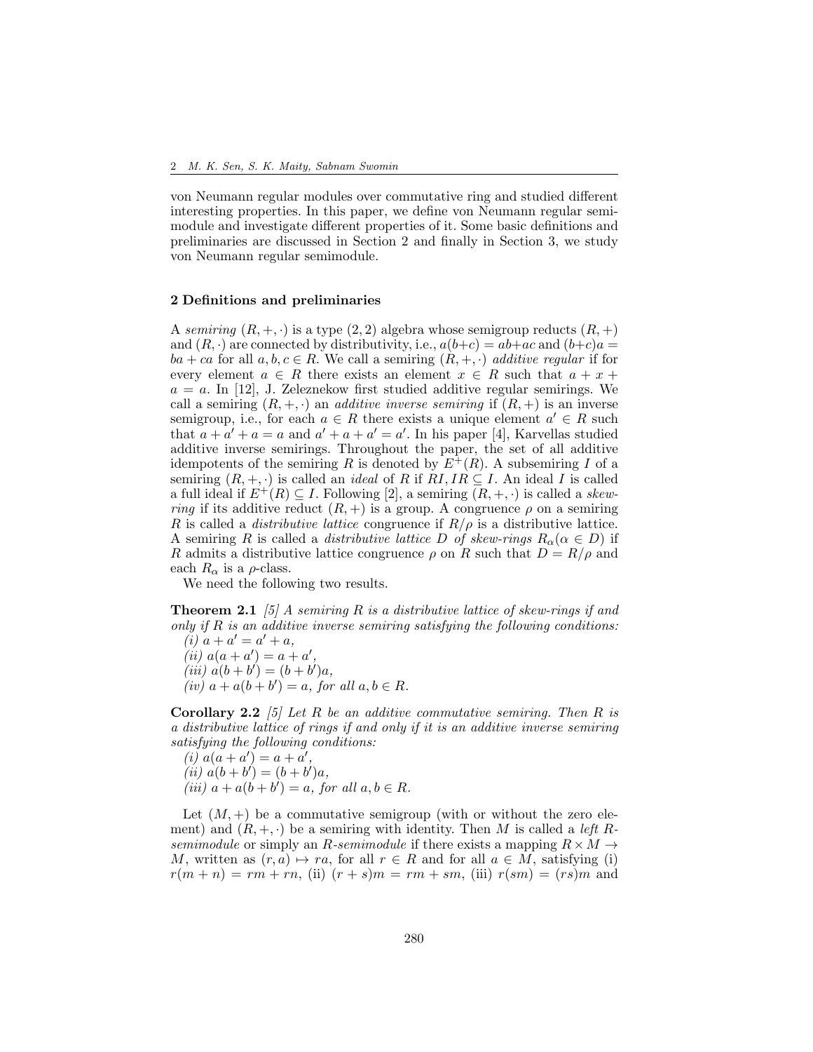von Neumann regular modules over commutative ring and studied different interesting properties. In this paper, we define von Neumann regular semimodule and investigate different properties of it. Some basic definitions and preliminaries are discussed in Section 2 and finally in Section 3, we study von Neumann regular semimodule.

## 2 Definitions and preliminaries

A *semiring* $(R, +, \cdot)$ is a type $(2, 2)$ algebra whose semigroup reducts $(R, +)$ and $(R, \cdot)$ are connected by distributivity, i.e., $a(b+c) = ab+ac$ and $(b+c)a = ba + ca$ for all $a, b, c \in R$. We call a semiring $(R, +, \cdot)$ *additive regular* if for every element $a \in R$ there exists an element $x \in R$ such that $a + x + a = a$. In [12], J. Zeleznekow first studied additive regular semirings. We call a semiring $(R, +, \cdot)$ an *additive inverse semiring* if $(R, +)$ is an inverse semigroup, i.e., for each $a \in R$ there exists a unique element $a' \in R$ such that $a + a' + a = a$ and $a' + a + a' = a'$. In his paper [4], Karvellas studied additive inverse semirings. Throughout the paper, the set of all additive idempotents of the semiring $R$ is denoted by $E^+(R)$. A subsemiring $I$ of a semiring $(R, +, \cdot)$ is called an *ideal* of $R$ if $RI, IR \subseteq I$. An ideal $I$ is called a full ideal if $E^+(R) \subseteq I$. Following [2], a semiring $(R, +, \cdot)$ is called a *skew-ring* if its additive reduct $(R, +)$ is a group. A congruence $\rho$ on a semiring $R$ is called a *distributive lattice* congruence if $R/\rho$ is a distributive lattice. A semiring $R$ is called a *distributive lattice $D$ of skew-rings $R_\alpha (\alpha \in D)$* if $R$ admits a distributive lattice congruence $\rho$ on $R$ such that $D = R/\rho$ and each $R_\alpha$ is a $\rho$-class.

We need the following two results.

**Theorem 2.1** *[5] A semiring $R$ is a distributive lattice of skew-rings if and only if $R$ is an additive inverse semiring satisfying the following conditions:*
*(i) $a + a' = a' + a$,*
*(ii) $a(a + a') = a + a'$,*
*(iii) $a(b + b') = (b + b')a$,*
*(iv) $a + a(b + b') = a$, for all $a, b \in R$.*

**Corollary 2.2** *[5] Let $R$ be an additive commutative semiring. Then $R$ is a distributive lattice of rings if and only if it is an additive inverse semiring satisfying the following conditions:*
*(i) $a(a + a') = a + a'$,*
*(ii) $a(b + b') = (b + b')a$,*
*(iii) $a + a(b + b') = a$, for all $a, b \in R$.*

Let $(M, +)$ be a commutative semigroup (with or without the zero element) and $(R, +, \cdot)$ be a semiring with identity. Then $M$ is called a *left $R$-semimodule* or simply an *$R$-semimodule* if there exists a mapping $R \times M \to M$, written as $(r, a) \mapsto ra$, for all $r \in R$ and for all $a \in M$, satisfying (i) $r(m + n) = rm + rn$, (ii) $(r + s)m = rm + sm$, (iii) $r(sm) = (rs)m$ and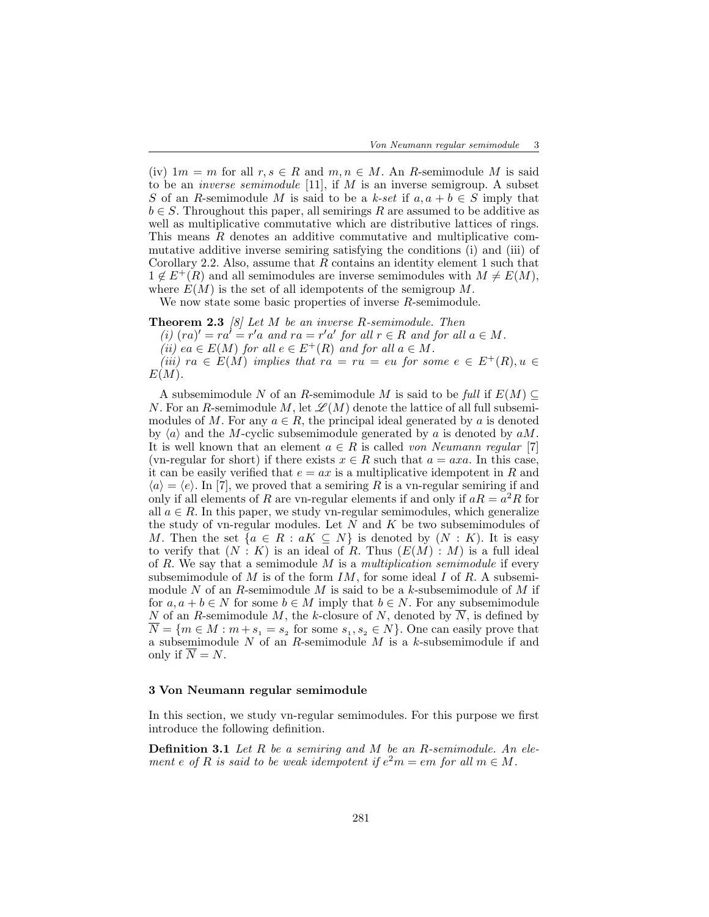(iv) $1m = m$ for all $r, s \in R$ and $m, n \in M$. An $R$-semimodule $M$ is said to be an *inverse semimodule* [11], if $M$ is an inverse semigroup. A subset $S$ of an $R$-semimodule $M$ is said to be a *k-set* if $a, a + b \in S$ imply that $b \in S$. Throughout this paper, all semirings $R$ are assumed to be additive as well as multiplicative commutative which are distributive lattices of rings. This means $R$ denotes an additive commutative and multiplicative commutative additive inverse semiring satisfying the conditions (i) and (iii) of Corollary 2.2. Also, assume that $R$ contains an identity element 1 such that $1 \notin E^+(R)$ and all semimodules are inverse semimodules with $M \neq E(M)$, where $E(M)$ is the set of all idempotents of the semigroup $M$.

We now state some basic properties of inverse $R$-semimodule.

**Theorem 2.3** *[8] Let $M$ be an inverse $R$-semimodule. Then*

*(i) $(ra)' = ra' = r'a$ and $ra = r'a'$ for all $r \in R$ and for all $a \in M$.*

*(ii) $ea \in E(M)$ for all $e \in E^+(R)$ and for all $a \in M$.*

*(iii) $ra \in E(M)$ implies that $ra = ru = eu$ for some $e \in E^+(R), u \in E(M)$.*

A subsemimodule $N$ of an $R$-semimodule $M$ is said to be *full* if $E(M) \subseteq N$. For an $R$-semimodule $M$, let $\mathscr{L}(M)$ denote the lattice of all full subsemimodules of $M$. For any $a \in R$, the principal ideal generated by $a$ is denoted by $\langle a \rangle$ and the $M$-cyclic subsemimodule generated by $a$ is denoted by $aM$. It is well known that an element $a \in R$ is called *von Neumann regular* [7] (vn-regular for short) if there exists $x \in R$ such that $a = axa$. In this case, it can be easily verified that $e = ax$ is a multiplicative idempotent in $R$ and $\langle a \rangle = \langle e \rangle$. In [7], we proved that a semiring $R$ is a vn-regular semiring if and only if all elements of $R$ are vn-regular elements if and only if $aR = a^2R$ for all $a \in R$. In this paper, we study vn-regular semimodules, which generalize the study of vn-regular modules. Let $N$ and $K$ be two subsemimodules of $M$. Then the set $\{a \in R : aK \subseteq N\}$ is denoted by $(N : K)$. It is easy to verify that $(N : K)$ is an ideal of $R$. Thus $(E(M) : M)$ is a full ideal of $R$. We say that a semimodule $M$ is a *multiplication semimodule* if every subsemimodule of $M$ is of the form $IM$, for some ideal $I$ of $R$. A subsemimodule $N$ of an $R$-semimodule $M$ is said to be a $k$-subsemimodule of $M$ if for $a, a + b \in N$ for some $b \in M$ imply that $b \in N$. For any subsemimodule $N$ of an $R$-semimodule $M$, the $k$-closure of $N$, denoted by $\overline{N}$, is defined by $\overline{N} = \{m \in M : m + s_1 = s_2 \text{ for some } s_1, s_2 \in N\}$. One can easily prove that a subsemimodule $N$ of an $R$-semimodule $M$ is a $k$-subsemimodule if and only if $\overline{N} = N$.

## 3 Von Neumann regular semimodule

In this section, we study vn-regular semimodules. For this purpose we first introduce the following definition.

**Definition 3.1** *Let $R$ be a semiring and $M$ be an $R$-semimodule. An element $e$ of $R$ is said to be weak idempotent if $e^2m = em$ for all $m \in M$.*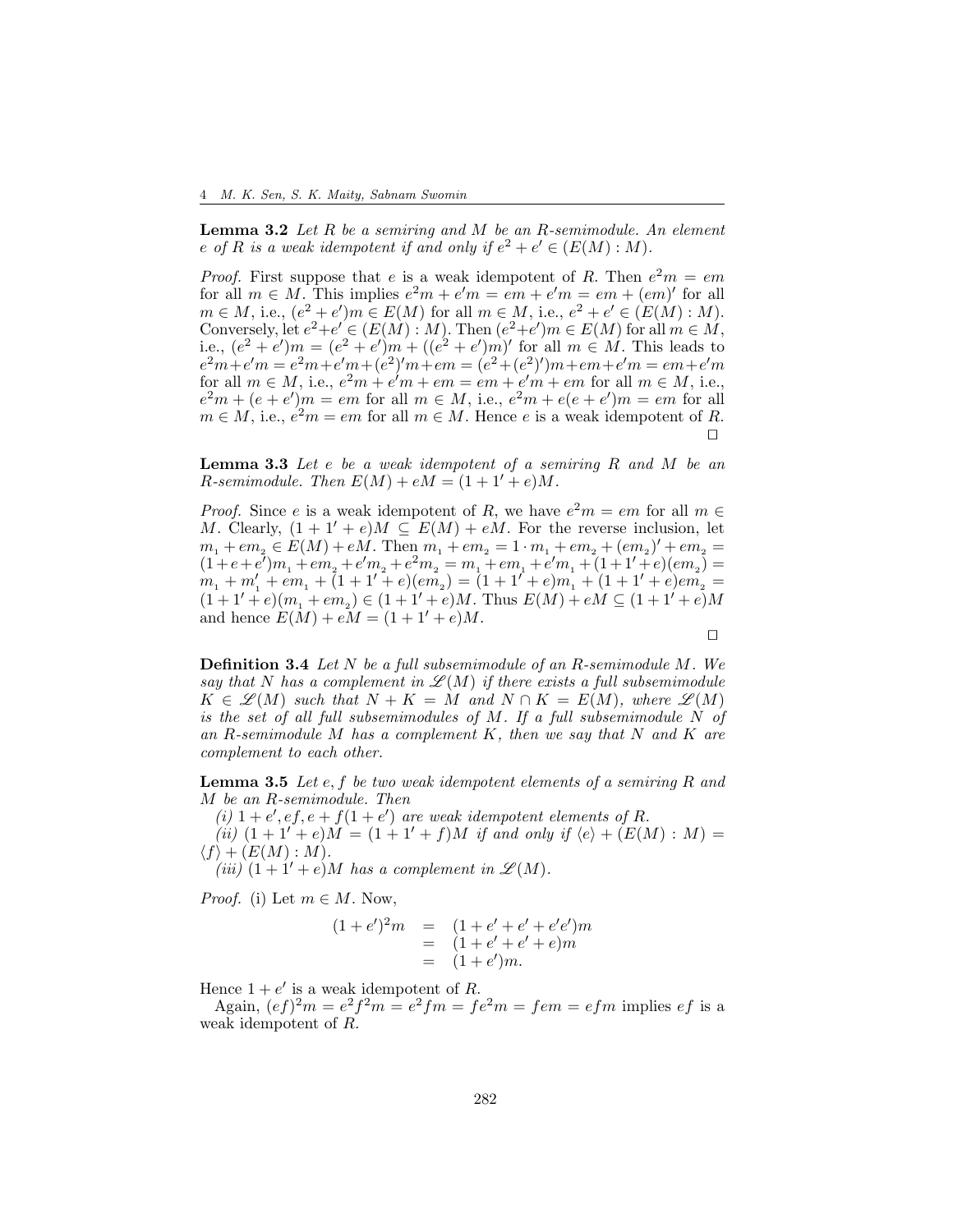**Lemma 3.2** *Let $R$ be a semiring and $M$ be an $R$-semimodule. An element $e$ of $R$ is a weak idempotent if and only if $e^2 + e' \in (E(M) : M)$.*

*Proof.* First suppose that $e$ is a weak idempotent of $R$. Then $e^2 m = em$ for all $m \in M$. This implies $e^2 m + e'm = em + e'm = em + (em)'$ for all $m \in M$, i.e., $(e^2 + e')m \in E(M)$ for all $m \in M$, i.e., $e^2 + e' \in (E(M) : M)$. Conversely, let $e^2 + e' \in (E(M) : M)$. Then $(e^2 + e')m \in E(M)$ for all $m \in M$, i.e., $(e^2 + e')m = (e^2 + e')m + ((e^2 + e')m)'$ for all $m \in M$. This leads to $e^2 m + e'm = e^2 m + e'm + (e^2)'m + em = (e^2 + (e^2)')m + em + e'm = em + e'm$ for all $m \in M$, i.e., $e^2 m + e'm + em = em + e'm + em$ for all $m \in M$, i.e., $e^2 m + (e + e')m = em$ for all $m \in M$, i.e., $e^2 m + e(e + e')m = em$ for all $m \in M$, i.e., $e^2 m = em$ for all $m \in M$. Hence $e$ is a weak idempotent of $R$. $\square$

**Lemma 3.3** *Let $e$ be a weak idempotent of a semiring $R$ and $M$ be an $R$-semimodule. Then $E(M) + eM = (1 + 1' + e)M$.*

*Proof.* Since $e$ is a weak idempotent of $R$, we have $e^2 m = em$ for all $m \in M$. Clearly, $(1 + 1' + e)M \subseteq E(M) + eM$. For the reverse inclusion, let $m_1 + em_2 \in E(M) + eM$. Then $m_1 + em_2 = 1 \cdot m_1 + em_2 + (em_2)' + em_2 = (1 + e + e')m_1 + em_2 + e'm_2 + e^2 m_2 = m_1 + em_1 + e'm_1 + (1 + 1' + e)(em_2) = m_1 + m_1' + em_1 + (1 + 1' + e)(em_2) = (1 + 1' + e)m_1 + (1 + 1' + e)em_2 = (1 + 1' + e)(m_1 + em_2) \in (1 + 1' + e)M$. Thus $E(M) + eM \subseteq (1 + 1' + e)M$ and hence $E(M) + eM = (1 + 1' + e)M$. $\square$

**Definition 3.4** *Let $N$ be a full subsemimodule of an $R$-semimodule $M$. We say that $N$ has a complement in $\mathscr{L}(M)$ if there exists a full subsemimodule $K \in \mathscr{L}(M)$ such that $N + K = M$ and $N \cap K = E(M)$, where $\mathscr{L}(M)$ is the set of all full subsemimodules of $M$. If a full subsemimodule $N$ of an $R$-semimodule $M$ has a complement $K$, then we say that $N$ and $K$ are complement to each other.*

**Lemma 3.5** *Let $e, f$ be two weak idempotent elements of a semiring $R$ and $M$ be an $R$-semimodule. Then*

*(i) $1 + e', ef, e + f(1 + e')$ are weak idempotent elements of $R$.*

*(ii) $(1 + 1' + e)M = (1 + 1' + f)M$ if and only if $\langle e \rangle + (E(M) : M) = \langle f \rangle + (E(M) : M)$.*

*(iii) $(1 + 1' + e)M$ has a complement in $\mathscr{L}(M)$.*

*Proof.* (i) Let $m \in M$. Now,

$$\begin{aligned}
(1 + e')^2 m &= (1 + e' + e' + e'e')m \\
&= (1 + e' + e' + e)m \\
&= (1 + e')m.
\end{aligned}$$

Hence $1 + e'$ is a weak idempotent of $R$.

Again, $(ef)^2 m = e^2 f^2 m = e^2 fm = fe^2 m = fem = efm$ implies $ef$ is a weak idempotent of $R$.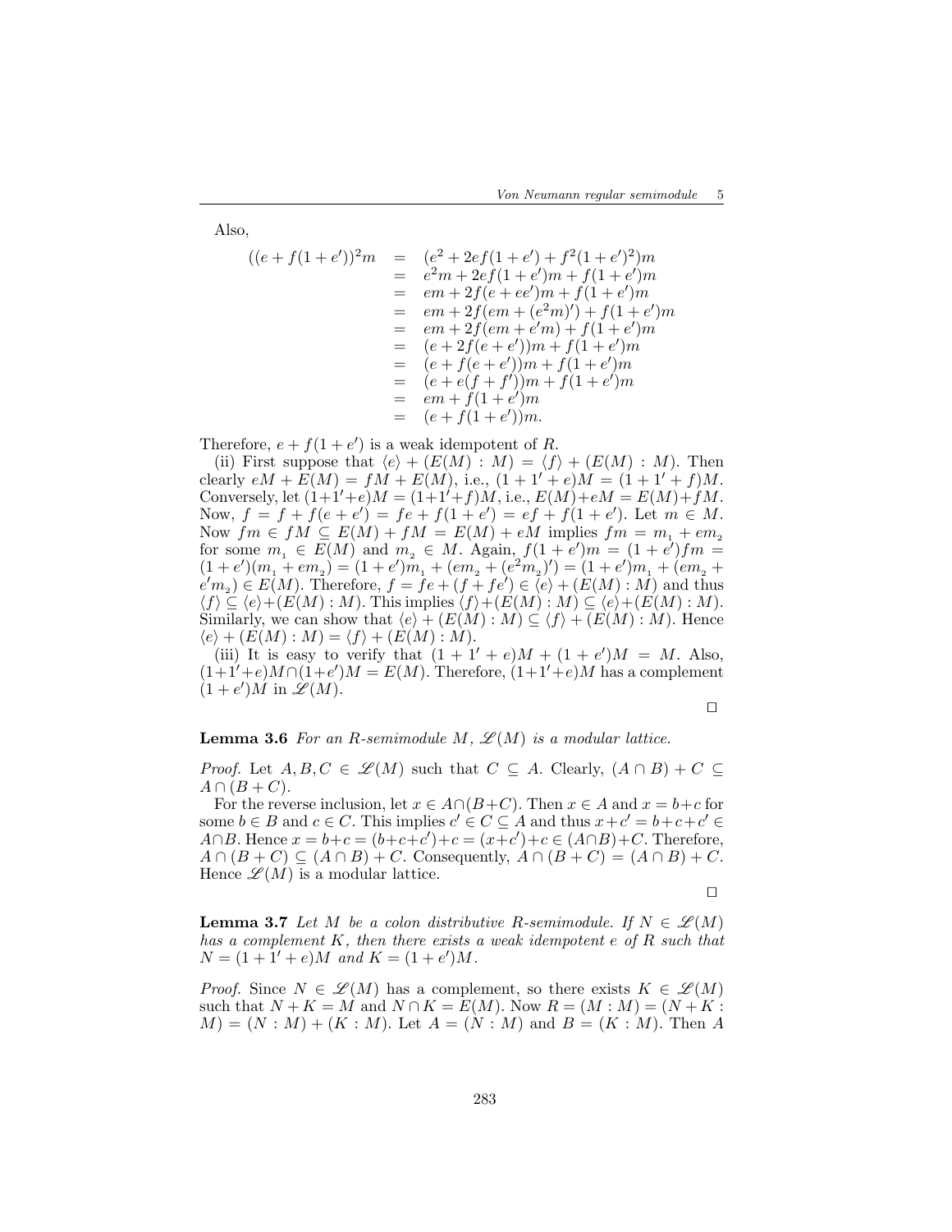Also,

$$\begin{aligned}
((e+f(1+e'))^2 m &= (e^2+2ef(1+e')+f^2(1+e')^2)m \\
&= e^2m+2ef(1+e')m+f(1+e')m \\
&= em+2f(e+ee')m+f(1+e')m \\
&= em+2f(em+(e^2m)')+f(1+e')m \\
&= em+2f(em+e'm)+f(1+e')m \\
&= (e+2f(e+e'))m+f(1+e')m \\
&= (e+f(e+e'))m+f(1+e')m \\
&= (e+e(f+f'))m+f(1+e')m \\
&= em+f(1+e')m \\
&= (e+f(1+e'))m.
\end{aligned}$$

Therefore, $e+f(1+e')$ is a weak idempotent of $R$.

(ii) First suppose that $\langle e\rangle+(E(M):M)=\langle f\rangle+(E(M):M)$. Then clearly $eM+E(M)=fM+E(M)$, i.e., $(1+1'+e)M=(1+1'+f)M$. Conversely, let $(1+1'+e)M=(1+1'+f)M$, i.e., $E(M)+eM=E(M)+fM$. Now, $f=f+f(e+e')=fe+f(1+e')=ef+f(1+e')$. Let $m\in M$. Now $fm\in fM\subseteq E(M)+fM=E(M)+eM$ implies $fm=m_1+em_2$ for some $m_1\in E(M)$ and $m_2\in M$. Again, $f(1+e')m=(1+e')fm=(1+e')(m_1+em_2)=(1+e')m_1+(em_2+(e^2m_2)')=(1+e')m_1+(em_2+e'm_2)\in E(M)$. Therefore, $f=fe+(f+fe')\in\langle e\rangle+(E(M):M)$ and thus $\langle f\rangle\subseteq\langle e\rangle+(E(M):M)$. This implies $\langle f\rangle+(E(M):M)\subseteq\langle e\rangle+(E(M):M)$. Similarly, we can show that $\langle e\rangle+(E(M):M)\subseteq\langle f\rangle+(E(M):M)$. Hence $\langle e\rangle+(E(M):M)=\langle f\rangle+(E(M):M)$.

(iii) It is easy to verify that $(1+1'+e)M+(1+e')M=M$. Also, $(1+1'+e)M\cap(1+e')M=E(M)$. Therefore, $(1+1'+e)M$ has a complement $(1+e')M$ in $\mathscr{L}(M)$.

□

**Lemma 3.6** *For an $R$-semimodule $M$, $\mathscr{L}(M)$ is a modular lattice.*

*Proof.* Let $A,B,C\in\mathscr{L}(M)$ such that $C\subseteq A$. Clearly, $(A\cap B)+C\subseteq A\cap(B+C)$.

For the reverse inclusion, let $x\in A\cap(B+C)$. Then $x\in A$ and $x=b+c$ for some $b\in B$ and $c\in C$. This implies $c'\in C\subseteq A$ and thus $x+c'=b+c+c'\in A\cap B$. Hence $x=b+c=(b+c+c')+c=(x+c')+c\in(A\cap B)+C$. Therefore, $A\cap(B+C)\subseteq(A\cap B)+C$. Consequently, $A\cap(B+C)=(A\cap B)+C$. Hence $\mathscr{L}(M)$ is a modular lattice.

□

**Lemma 3.7** *Let $M$ be a colon distributive $R$-semimodule. If $N\in\mathscr{L}(M)$ has a complement $K$, then there exists a weak idempotent $e$ of $R$ such that $N=(1+1'+e)M$ and $K=(1+e')M$.*

*Proof.* Since $N\in\mathscr{L}(M)$ has a complement, so there exists $K\in\mathscr{L}(M)$ such that $N+K=M$ and $N\cap K=E(M)$. Now $R=(M:M)=(N+K:M)=(N:M)+(K:M)$. Let $A=(N:M)$ and $B=(K:M)$. Then $A$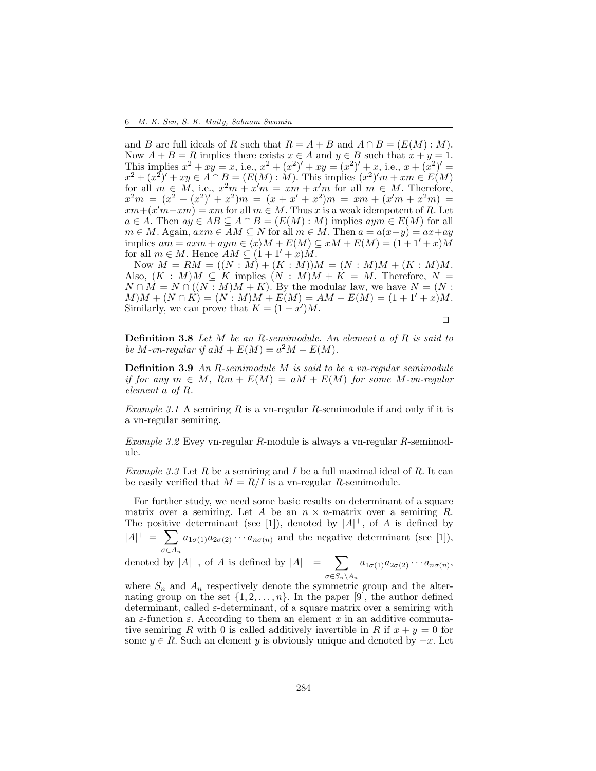and $B$ are full ideals of $R$ such that $R = A + B$ and $A \cap B = (E(M) : M)$. Now $A + B = R$ implies there exists $x \in A$ and $y \in B$ such that $x + y = 1$. This implies $x^2 + xy = x$, i.e., $x^2 + (x^2)' + xy = (x^2)' + x$, i.e., $x + (x^2)' = x^2 + (x^2)' + xy \in A \cap B = (E(M) : M)$. This implies $(x^2)'m + xm \in E(M)$ for all $m \in M$, i.e., $x^2m + x'm = xm + x'm$ for all $m \in M$. Therefore, $x^2m = (x^2 + (x^2)' + x^2)m = (x + x' + x^2)m = xm + (x'm + x^2m) = xm + (x'm + xm) = xm$ for all $m \in M$. Thus $x$ is a weak idempotent of $R$. Let $a \in A$. Then $ay \in AB \subseteq A \cap B = (E(M) : M)$ implies $aym \in E(M)$ for all $m \in M$. Again, $axm \in AM \subseteq N$ for all $m \in M$. Then $a = a(x+y) = ax + ay$ implies $am = axm + aym \in \langle x \rangle M + E(M) \subseteq xM + E(M) = (1 + 1' + x)M$ for all $m \in M$. Hence $AM \subseteq (1 + 1' + x)M$.

Now $M = RM = ((N : M) + (K : M))M = (N : M)M + (K : M)M$. Also, $(K : M)M \subseteq K$ implies $(N : M)M + K = M$. Therefore, $N = N \cap M = N \cap ((N : M)M + K)$. By the modular law, we have $N = (N : M)M + (N \cap K) = (N : M)M + E(M) = AM + E(M) = (1 + 1' + x)M$. Similarly, we can prove that $K = (1 + x')M$.

□

**Definition 3.8** *Let $M$ be an $R$-semimodule. An element $a$ of $R$ is said to be $M$-vn-regular if $aM + E(M) = a^2M + E(M)$.*

**Definition 3.9** *An $R$-semimodule $M$ is said to be a vn-regular semimodule if for any $m \in M$, $Rm + E(M) = aM + E(M)$ for some $M$-vn-regular element $a$ of $R$.*

*Example 3.1* A semiring $R$ is a vn-regular $R$-semimodule if and only if it is a vn-regular semiring.

*Example 3.2* Evey vn-regular $R$-module is always a vn-regular $R$-semimodule.

*Example 3.3* Let $R$ be a semiring and $I$ be a full maximal ideal of $R$. It can be easily verified that $M = R/I$ is a vn-regular $R$-semimodule.

For further study, we need some basic results on determinant of a square matrix over a semiring. Let $A$ be an $n \times n$-matrix over a semiring $R$. The positive determinant (see [1]), denoted by $|A|^+$, of $A$ is defined by $|A|^+ = \sum_{\sigma \in A_n} a_{1\sigma(1)}a_{2\sigma(2)} \cdots a_{n\sigma(n)}$ and the negative determinant (see [1]), denoted by $|A|^-$, of $A$ is defined by $|A|^- = \sum_{\sigma \in S_n \setminus A_n} a_{1\sigma(1)}a_{2\sigma(2)} \cdots a_{n\sigma(n)}$, where $S_n$ and $A_n$ respectively denote the symmetric group and the alternating group on the set $\{1, 2, \ldots, n\}$. In the paper [9], the author defined determinant, called $\varepsilon$-determinant, of a square matrix over a semiring with an $\varepsilon$-function $\varepsilon$. According to them an element $x$ in an additive commutative semiring $R$ with 0 is called additively invertible in $R$ if $x + y = 0$ for some $y \in R$. Such an element $y$ is obviously unique and denoted by $-x$. Let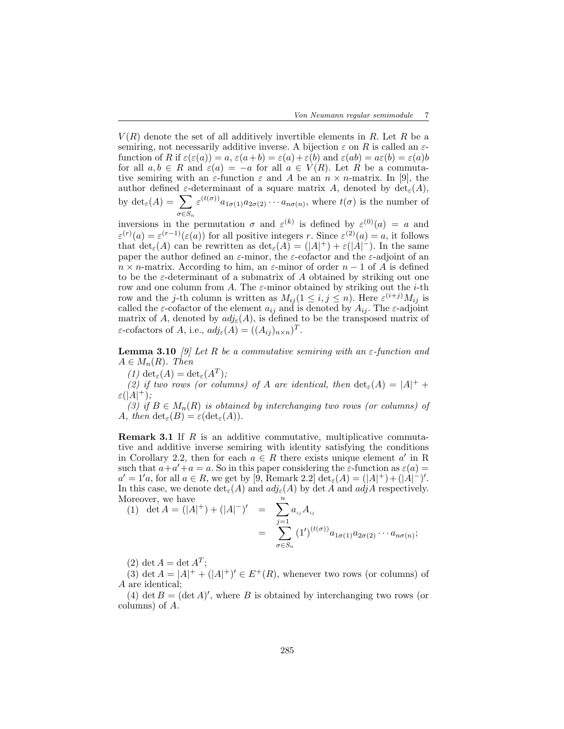$V(R)$ denote the set of all additively invertible elements in $R$. Let $R$ be a semiring, not necessarily additive inverse. A bijection $\varepsilon$ on $R$ is called an $\varepsilon$-function of $R$ if $\varepsilon(\varepsilon(a)) = a$, $\varepsilon(a+b) = \varepsilon(a)+\varepsilon(b)$ and $\varepsilon(ab) = a\varepsilon(b) = \varepsilon(a)b$ for all $a, b \in R$ and $\varepsilon(a) = -a$ for all $a \in V(R)$. Let $R$ be a commutative semiring with an $\varepsilon$-function $\varepsilon$ and $A$ be an $n \times n$-matrix. In [9], the author defined $\varepsilon$-determinant of a square matrix $A$, denoted by $\det_\varepsilon(A)$, by $\det_\varepsilon(A) = \sum_{\sigma \in S_n} \varepsilon^{(t(\sigma))} a_{1\sigma(1)}a_{2\sigma(2)}\cdots a_{n\sigma(n)}$, where $t(\sigma)$ is the number of inversions in the permutation $\sigma$ and $\varepsilon^{(k)}$ is defined by $\varepsilon^{(0)}(a) = a$ and $\varepsilon^{(r)}(a) = \varepsilon^{(r-1)}(\varepsilon(a))$ for all positive integers $r$. Since $\varepsilon^{(2)}(a) = a$, it follows that $\det_\varepsilon(A)$ can be rewritten as $\det_\varepsilon(A) = (|A|^+) + \varepsilon(|A|^-)$. In the same paper the author defined an $\varepsilon$-minor, the $\varepsilon$-cofactor and the $\varepsilon$-adjoint of an $n \times n$-matrix. According to him, an $\varepsilon$-minor of order $n-1$ of $A$ is defined to be the $\varepsilon$-determinant of a submatrix of $A$ obtained by striking out one row and one column from $A$. The $\varepsilon$-minor obtained by striking out the $i$-th row and the $j$-th column is written as $M_{ij} (1 \leq i, j \leq n)$. Here $\varepsilon^{(i+j)}M_{ij}$ is called the $\varepsilon$-cofactor of the element $a_{ij}$ and is denoted by $A_{ij}$. The $\varepsilon$-adjoint matrix of $A$, denoted by $adj_\varepsilon(A)$, is defined to be the transposed matrix of $\varepsilon$-cofactors of $A$, i.e., $adj_\varepsilon(A) = ((A_{ij})_{n\times n})^T$.

**Lemma 3.10** *[9] Let $R$ be a commutative semiring with an $\varepsilon$-function and $A \in M_n(R)$. Then*

*(1) $\det_\varepsilon(A) = \det_\varepsilon(A^T)$;*

*(2) if two rows (or columns) of $A$ are identical, then $\det_\varepsilon(A) = |A|^+ + \varepsilon(|A|^+)$;*

*(3) if $B \in M_n(R)$ is obtained by interchanging two rows (or columns) of $A$, then $\det_\varepsilon(B) = \varepsilon(\det_\varepsilon(A))$.*

**Remark 3.1** If $R$ is an additive commutative, multiplicative commutative and additive inverse semiring with identity satisfying the conditions in Corollary 2.2, then for each $a \in R$ there exists unique element $a'$ in R such that $a+a'+a = a$. So in this paper considering the $\varepsilon$-function as $\varepsilon(a) = a' = 1'a$, for all $a \in R$, we get by [9, Remark 2.2] $\det_\varepsilon(A) = (|A|^+)+(|A|^-)'$. In this case, we denote $\det_\varepsilon(A)$ and $adj_\varepsilon(A)$ by $\det A$ and $adjA$ respectively. Moreover, we have

(1) $$\det A = (|A|^+) + (|A|^-)' = \sum_{j=1}^{n} a_{ij}A_{ij} = \sum_{\sigma \in S_n} (1')^{(t(\sigma))} a_{1\sigma(1)}a_{2\sigma(2)}\cdots a_{n\sigma(n)};$$

(2) $\det A = \det A^T$;

(3) $\det A = |A|^+ + (|A|^+)' \in E^+(R)$, whenever two rows (or columns) of $A$ are identical;

(4) $\det B = (\det A)'$, where $B$ is obtained by interchanging two rows (or columns) of $A$.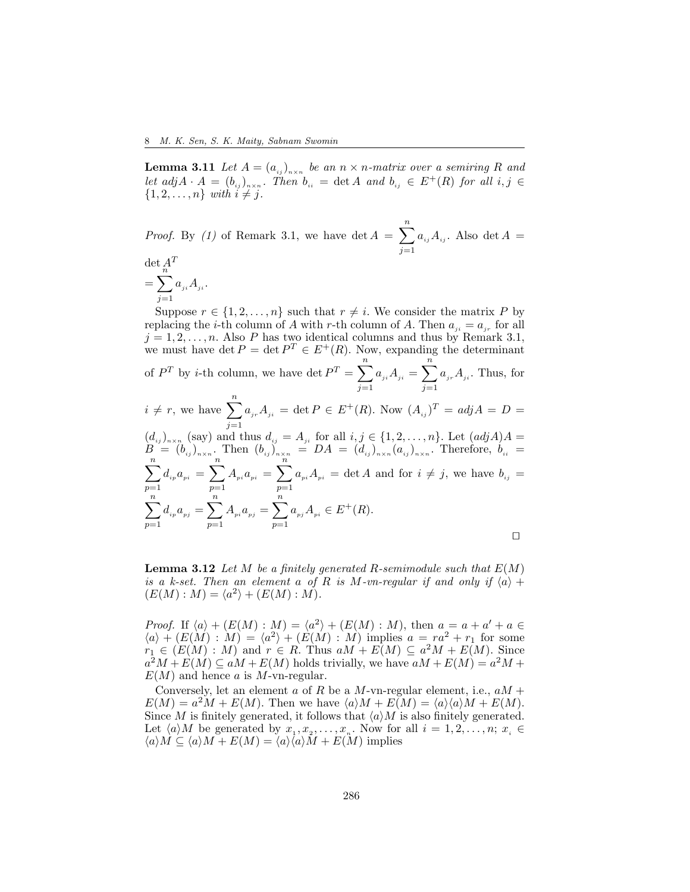**Lemma 3.11** *Let $A = (a_{ij})_{n\times n}$ be an $n \times n$-matrix over a semiring $R$ and let $adjA \cdot A = (b_{ij})_{n\times n}$. Then $b_{ii} = \det A$ and $b_{ij} \in E^+(R)$ for all $i, j \in \{1, 2, \ldots, n\}$ with $i \neq j$.*

*Proof.* By *(1)* of Remark 3.1, we have $\det A = \sum_{j=1}^{n} a_{ij} A_{ij}$. Also $\det A = \det A^T$
$= \sum_{j=1}^{n} a_{ji} A_{ji}$.

Suppose $r \in \{1, 2, \ldots, n\}$ such that $r \neq i$. We consider the matrix $P$ by replacing the $i$-th column of $A$ with $r$-th column of $A$. Then $a_{ji} = a_{jr}$ for all $j = 1, 2, \ldots, n$. Also $P$ has two identical columns and thus by Remark 3.1, we must have $\det P = \det P^T \in E^+(R)$. Now, expanding the determinant of $P^T$ by $i$-th column, we have $\det P^T = \sum_{j=1}^{n} a_{ji} A_{ji} = \sum_{j=1}^{n} a_{jr} A_{ji}$. Thus, for $i \neq r$, we have $\sum_{j=1}^{n} a_{jr} A_{ji} = \det P \in E^+(R)$. Now $(A_{ij})^T = adjA = D = (d_{ij})_{n\times n}$ (say) and thus $d_{ij} = A_{ji}$ for all $i, j \in \{1, 2, \ldots, n\}$. Let $(adjA)A = B = (b_{ij})_{n\times n}$. Then $(b_{ij})_{n\times n} = DA = (d_{ij})_{n\times n}(a_{ij})_{n\times n}$. Therefore, $b_{ii} = \sum_{p=1}^{n} d_{ip} a_{pi} = \sum_{p=1}^{n} A_{pi} a_{pi} = \sum_{p=1}^{n} a_{pi} A_{pi} = \det A$ and for $i \neq j$, we have $b_{ij} = \sum_{p=1}^{n} d_{ip} a_{pj} = \sum_{p=1}^{n} A_{pi} a_{pj} = \sum_{p=1}^{n} a_{pj} A_{pi} \in E^+(R)$.

$\square$

**Lemma 3.12** *Let $M$ be a finitely generated $R$-semimodule such that $E(M)$ is a k-set. Then an element $a$ of $R$ is $M$-vn-regular if and only if $\langle a\rangle + (E(M) : M) = \langle a^2\rangle + (E(M) : M)$.*

*Proof.* If $\langle a\rangle + (E(M) : M) = \langle a^2\rangle + (E(M) : M)$, then $a = a + a' + a \in \langle a\rangle + (E(M) : M) = \langle a^2\rangle + (E(M) : M)$ implies $a = ra^2 + r_1$ for some $r_1 \in (E(M) : M)$ and $r \in R$. Thus $aM + E(M) \subseteq a^2M + E(M)$. Since $a^2M + E(M) \subseteq aM + E(M)$ holds trivially, we have $aM + E(M) = a^2M + E(M)$ and hence $a$ is $M$-vn-regular.

Conversely, let an element $a$ of $R$ be a $M$-vn-regular element, i.e., $aM + E(M) = a^2M + E(M)$. Then we have $\langle a\rangle M + E(M) = \langle a\rangle\langle a\rangle M + E(M)$. Since $M$ is finitely generated, it follows that $\langle a\rangle M$ is also finitely generated. Let $\langle a\rangle M$ be generated by $x_1, x_2, \ldots, x_n$. Now for all $i = 1, 2, \ldots, n$; $x_i \in \langle a\rangle M \subseteq \langle a\rangle M + E(M) = \langle a\rangle\langle a\rangle M + E(M)$ implies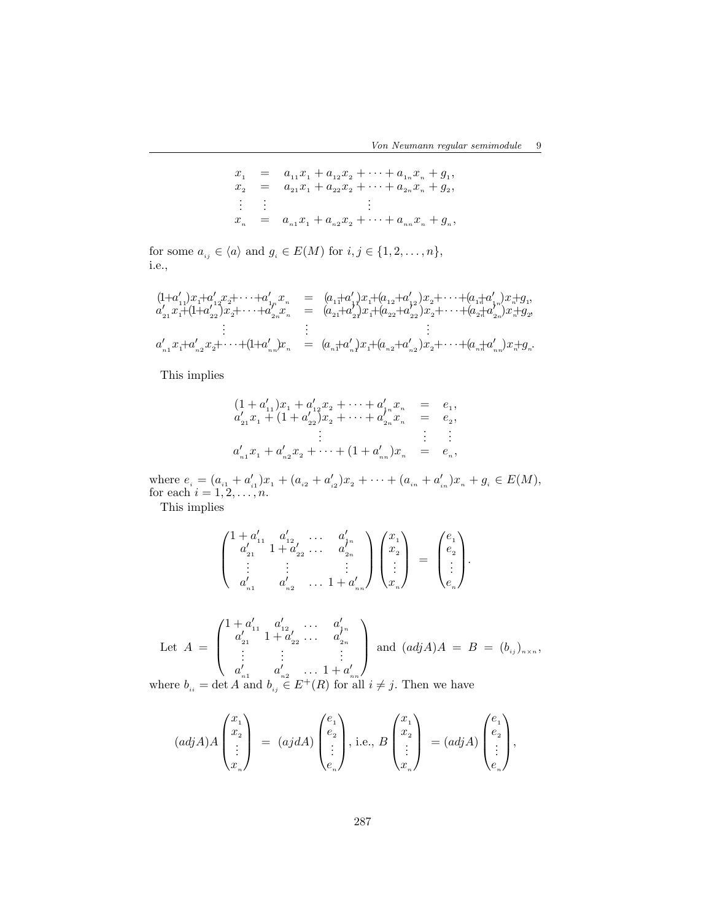$$
\begin{aligned}
x_1 &= a_{11}x_1 + a_{12}x_2 + \cdots + a_{1n}x_n + g_1,\\
x_2 &= a_{21}x_1 + a_{22}x_2 + \cdots + a_{2n}x_n + g_2,\\
\vdots &\quad \vdots \qquad\qquad \vdots\\
x_n &= a_{n1}x_1 + a_{n2}x_2 + \cdots + a_{nn}x_n + g_n,
\end{aligned}
$$

for some $a_{ij} \in \langle a \rangle$ and $g_i \in E(M)$ for $i, j \in \{1, 2, \ldots, n\}$, i.e.,

$$
\begin{aligned}
(1+a'_{11})x_1 + a'_{12}x_2 + \cdots + a'_{1n}x_n &= (a_{11}+a'_{11})x_1 + (a_{12}+a'_{12})x_2 + \cdots + (a_{1n}+a'_{1n})x_n + g_1,\\
a'_{21}x_1 + (1+a'_{22})x_2 + \cdots + a'_{2n}x_n &= (a_{21}+a'_{21})x_1 + (a_{22}+a'_{22})x_2 + \cdots + (a_{2n}+a'_{2n})x_n + g_2,\\
\vdots \qquad\qquad &\quad \vdots \qquad\qquad\qquad \vdots\\
a'_{n1}x_1 + a'_{n2}x_2 + \cdots + (1+a'_{nn})x_n &= (a_{n1}+a'_{n1})x_1 + (a_{n2}+a'_{n2})x_2 + \cdots + (a_{nn}+a'_{nn})x_n + g_n.
\end{aligned}
$$

This implies

$$
\begin{aligned}
(1+a'_{11})x_1 + a'_{12}x_2 + \cdots + a'_{1n}x_n &= e_1,\\
a'_{21}x_1 + (1+a'_{22})x_2 + \cdots + a'_{2n}x_n &= e_2,\\
\vdots \qquad\qquad &\quad \vdots\\
a'_{n1}x_1 + a'_{n2}x_2 + \cdots + (1+a'_{nn})x_n &= e_n,
\end{aligned}
$$

where $e_i = (a_{i1} + a'_{i1})x_1 + (a_{i2} + a'_{i2})x_2 + \cdots + (a_{in} + a'_{in})x_n + g_i \in E(M)$, for each $i = 1, 2, \ldots, n$.

This implies

$$
\begin{pmatrix}
1+a'_{11} & a'_{12} & \ldots & a'_{1n}\\
a'_{21} & 1+a'_{22} & \ldots & a'_{2n}\\
\vdots & \vdots & & \vdots\\
a'_{n1} & a'_{n2} & \ldots & 1+a'_{nn}
\end{pmatrix}
\begin{pmatrix} x_1\\ x_2\\ \vdots\\ x_n \end{pmatrix}
=
\begin{pmatrix} e_1\\ e_2\\ \vdots\\ e_n \end{pmatrix}.
$$

Let $A = \begin{pmatrix}
1+a'_{11} & a'_{12} & \ldots & a'_{1n}\\
a'_{21} & 1+a'_{22} & \ldots & a'_{2n}\\
\vdots & \vdots & & \vdots\\
a'_{n1} & a'_{n2} & \ldots & 1+a'_{nn}
\end{pmatrix}$ and $(adjA)A = B = (b_{ij})_{n\times n}$, where $b_{ii} = \det A$ and $b_{ij} \in E^+(R)$ for all $i \neq j$. Then we have

$$
(adjA)A \begin{pmatrix} x_1\\ x_2\\ \vdots\\ x_n \end{pmatrix} = (ajdA) \begin{pmatrix} e_1\\ e_2\\ \vdots\\ e_n \end{pmatrix}, \text{ i.e., } B \begin{pmatrix} x_1\\ x_2\\ \vdots\\ x_n \end{pmatrix} = (adjA) \begin{pmatrix} e_1\\ e_2\\ \vdots\\ e_n \end{pmatrix},
$$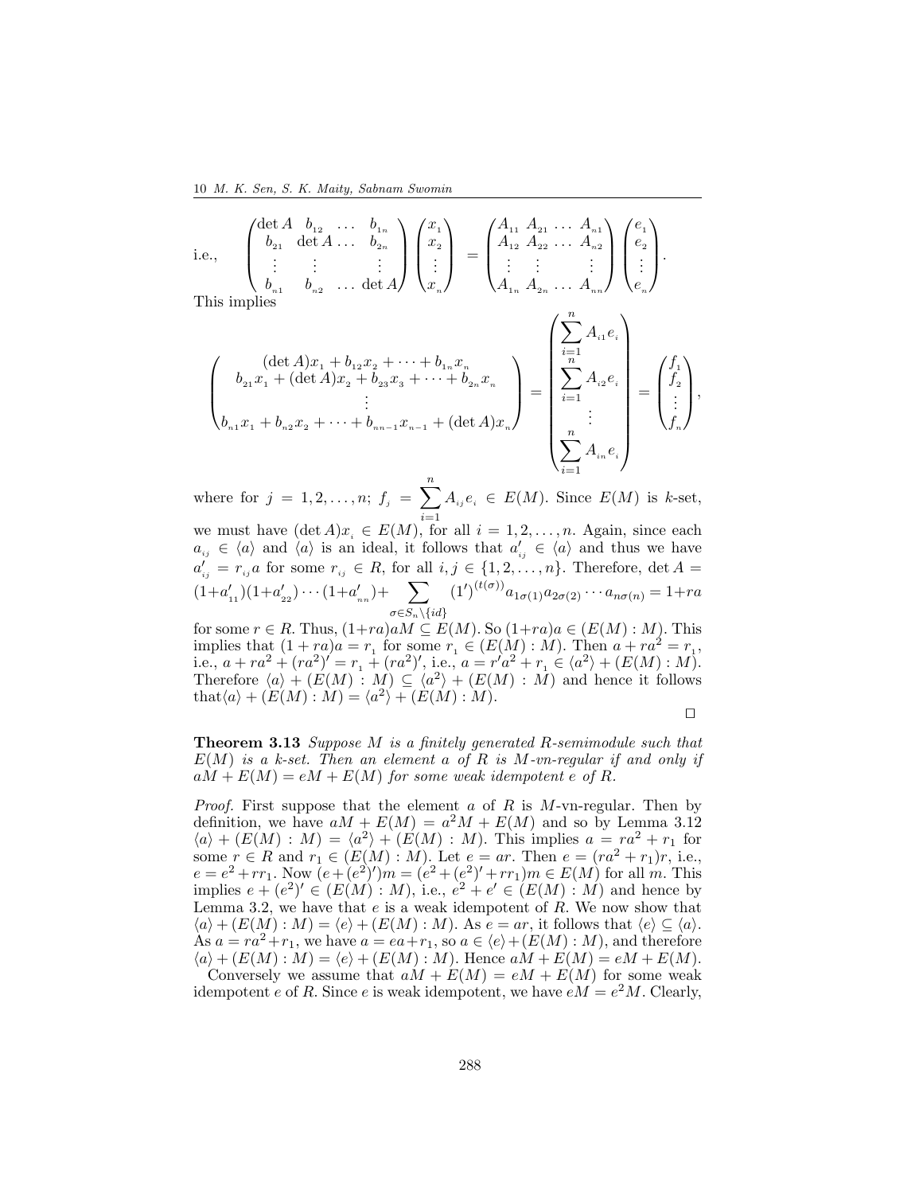i.e., $\begin{pmatrix} \det A & b_{12} & \dots & b_{1n} \\ b_{21} & \det A & \dots & b_{2n} \\ \vdots & \vdots & & \vdots \\ b_{n1} & b_{n2} & \dots & \det A \end{pmatrix} \begin{pmatrix} x_1 \\ x_2 \\ \vdots \\ x_n \end{pmatrix} = \begin{pmatrix} A_{11} & A_{21} & \dots & A_{n1} \\ A_{12} & A_{22} & \dots & A_{n2} \\ \vdots & \vdots & & \vdots \\ A_{1n} & A_{2n} & \dots & A_{nn} \end{pmatrix} \begin{pmatrix} e_1 \\ e_2 \\ \vdots \\ e_n \end{pmatrix}.$

This implies

$$\begin{pmatrix} (\det A)x_1 + b_{12}x_2 + \dots + b_{1n}x_n \\ b_{21}x_1 + (\det A)x_2 + b_{23}x_3 + \dots + b_{2n}x_n \\ \vdots \\ b_{n1}x_1 + b_{n2}x_2 + \dots + b_{nn-1}x_{n-1} + (\det A)x_n \end{pmatrix} = \begin{pmatrix} \sum_{i=1}^{n} A_{i1}e_i \\ \sum_{i=1}^{n} A_{i2}e_i \\ \vdots \\ \sum_{i=1}^{n} A_{in}e_i \end{pmatrix} = \begin{pmatrix} f_1 \\ f_2 \\ \vdots \\ f_n \end{pmatrix},$$

where for $j = 1, 2, \dots, n$; $f_j = \sum_{i=1}^{n} A_{ij}e_i \in E(M)$. Since $E(M)$ is $k$-set, we must have $(\det A)x_i \in E(M)$, for all $i = 1, 2, \dots, n$. Again, since each $a_{ij} \in \langle a \rangle$ and $\langle a \rangle$ is an ideal, it follows that $a'_{ij} \in \langle a \rangle$ and thus we have $a'_{ij} = r_{ij}a$ for some $r_{ij} \in R$, for all $i, j \in \{1, 2, \dots, n\}$. Therefore, $\det A = (1+a'_{11})(1+a'_{22}) \cdots (1+a'_{nn}) + \sum_{\sigma \in S_n \setminus \{id\}} (1')^{(t(\sigma))} a_{1\sigma(1)}a_{2\sigma(2)} \cdots a_{n\sigma(n)} = 1+ra$ for some $r \in R$. Thus, $(1+ra)aM \subseteq E(M)$. So $(1+ra)a \in (E(M) : M)$. This implies that $(1+ra)a = r_1$ for some $r_1 \in (E(M) : M)$. Then $a + ra^2 = r_1$, i.e., $a + ra^2 + (ra^2)' = r_1 + (ra^2)'$, i.e., $a = r'a^2 + r_1 \in \langle a^2 \rangle + (E(M) : M)$. Therefore $\langle a \rangle + (E(M) : M) \subseteq \langle a^2 \rangle + (E(M) : M)$ and hence it follows that $\langle a \rangle + (E(M) : M) = \langle a^2 \rangle + (E(M) : M)$.

□

**Theorem 3.13** *Suppose $M$ is a finitely generated $R$-semimodule such that $E(M)$ is a $k$-set. Then an element $a$ of $R$ is $M$-vn-regular if and only if $aM + E(M) = eM + E(M)$ for some weak idempotent $e$ of $R$.*

*Proof.* First suppose that the element $a$ of $R$ is $M$-vn-regular. Then by definition, we have $aM + E(M) = a^2M + E(M)$ and so by Lemma 3.12 $\langle a \rangle + (E(M) : M) = \langle a^2 \rangle + (E(M) : M)$. This implies $a = ra^2 + r_1$ for some $r \in R$ and $r_1 \in (E(M) : M)$. Let $e = ar$. Then $e = (ra^2 + r_1)r$, i.e., $e = e^2 + rr_1$. Now $(e + (e^2)')m = (e^2 + (e^2)' + rr_1)m \in E(M)$ for all $m$. This implies $e + (e^2)' \in (E(M) : M)$, i.e., $e^2 + e' \in (E(M) : M)$ and hence by Lemma 3.2, we have that $e$ is a weak idempotent of $R$. We now show that $\langle a \rangle + (E(M) : M) = \langle e \rangle + (E(M) : M)$. As $e = ar$, it follows that $\langle e \rangle \subseteq \langle a \rangle$. As $a = ra^2 + r_1$, we have $a = ea + r_1$, so $a \in \langle e \rangle + (E(M) : M)$, and therefore $\langle a \rangle + (E(M) : M) = \langle e \rangle + (E(M) : M)$. Hence $aM + E(M) = eM + E(M)$.

Conversely we assume that $aM + E(M) = eM + E(M)$ for some weak idempotent $e$ of $R$. Since $e$ is weak idempotent, we have $eM = e^2M$. Clearly,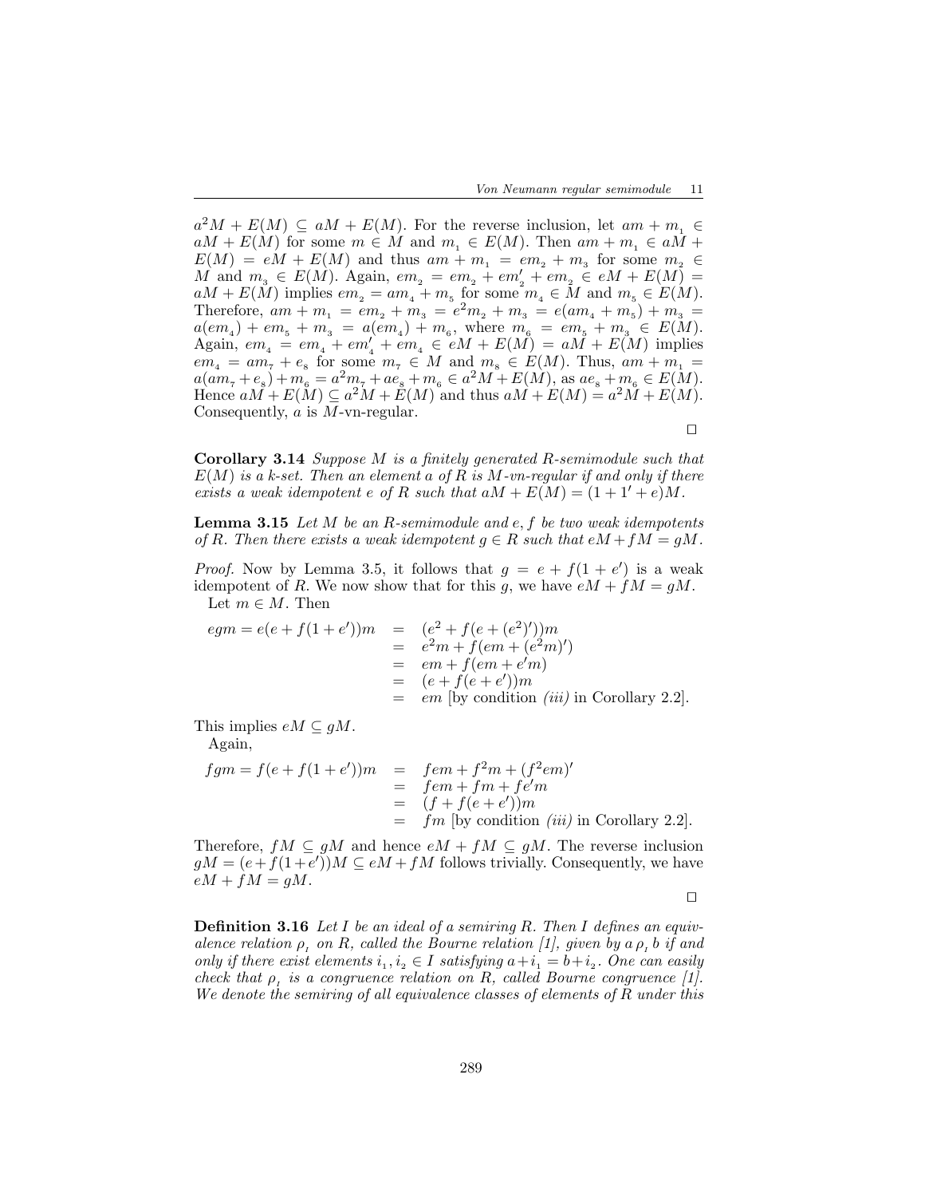$a^2M + E(M) \subseteq aM + E(M)$. For the reverse inclusion, let $am + m_1 \in aM + E(M)$ for some $m \in M$ and $m_1 \in E(M)$. Then $am + m_1 \in aM + E(M) = eM + E(M)$ and thus $am + m_1 = em_2 + m_3$ for some $m_2 \in M$ and $m_3 \in E(M)$. Again, $em_2 = em_2 + em_2' + em_2 \in eM + E(M) = aM + E(M)$ implies $em_2 = am_4 + m_5$ for some $m_4 \in M$ and $m_5 \in E(M)$. Therefore, $am + m_1 = em_2 + m_3 = e^2m_2 + m_3 = e(am_4 + m_5) + m_3 = a(em_4) + em_5 + m_3 = a(em_4) + m_6$, where $m_6 = em_5 + m_3 \in E(M)$. Again, $em_4 = em_4 + em_4' + em_4 \in eM + E(M) = aM + E(M)$ implies $em_4 = am_7 + e_8$ for some $m_7 \in M$ and $m_8 \in E(M)$. Thus, $am + m_1 = a(am_7 + e_8) + m_6 = a^2m_7 + ae_8 + m_6 \in a^2M + E(M)$, as $ae_8 + m_6 \in E(M)$. Hence $aM + E(M) \subseteq a^2M + E(M)$ and thus $aM + E(M) = a^2M + E(M)$. Consequently, $a$ is $M$-vn-regular.

$\square$

**Corollary 3.14** *Suppose $M$ is a finitely generated $R$-semimodule such that $E(M)$ is a k-set. Then an element $a$ of $R$ is $M$-vn-regular if and only if there exists a weak idempotent $e$ of $R$ such that $aM + E(M) = (1 + 1' + e)M$.*

**Lemma 3.15** *Let $M$ be an $R$-semimodule and $e, f$ be two weak idempotents of $R$. Then there exists a weak idempotent $g \in R$ such that $eM + fM = gM$.*

*Proof.* Now by Lemma 3.5, it follows that $g = e + f(1 + e')$ is a weak idempotent of $R$. We now show that for this $g$, we have $eM + fM = gM$.

Let $m \in M$. Then

$$\begin{aligned}
egm = e(e + f(1 + e'))m &= (e^2 + f(e + (e^2)'))m \\
&= e^2m + f(em + (e^2m)') \\
&= em + f(em + e'm) \\
&= (e + f(e + e'))m \\
&= em \text{ [by condition } (iii) \text{ in Corollary 2.2].}
\end{aligned}$$

This implies $eM \subseteq gM$.

Again,

$$\begin{aligned}
fgm = f(e + f(1 + e'))m &= fem + f^2m + (f^2em)' \\
&= fem + fm + fe'm \\
&= (f + f(e + e'))m \\
&= fm \text{ [by condition } (iii) \text{ in Corollary 2.2].}
\end{aligned}$$

Therefore, $fM \subseteq gM$ and hence $eM + fM \subseteq gM$. The reverse inclusion $gM = (e + f(1 + e'))M \subseteq eM + fM$ follows trivially. Consequently, we have $eM + fM = gM$.

$\square$

**Definition 3.16** *Let $I$ be an ideal of a semiring $R$. Then $I$ defines an equivalence relation $\rho_I$ on $R$, called the Bourne relation [1], given by $a \, \rho_I \, b$ if and only if there exist elements $i_1, i_2 \in I$ satisfying $a + i_1 = b + i_2$. One can easily check that $\rho_I$ is a congruence relation on $R$, called Bourne congruence [1]. We denote the semiring of all equivalence classes of elements of $R$ under this*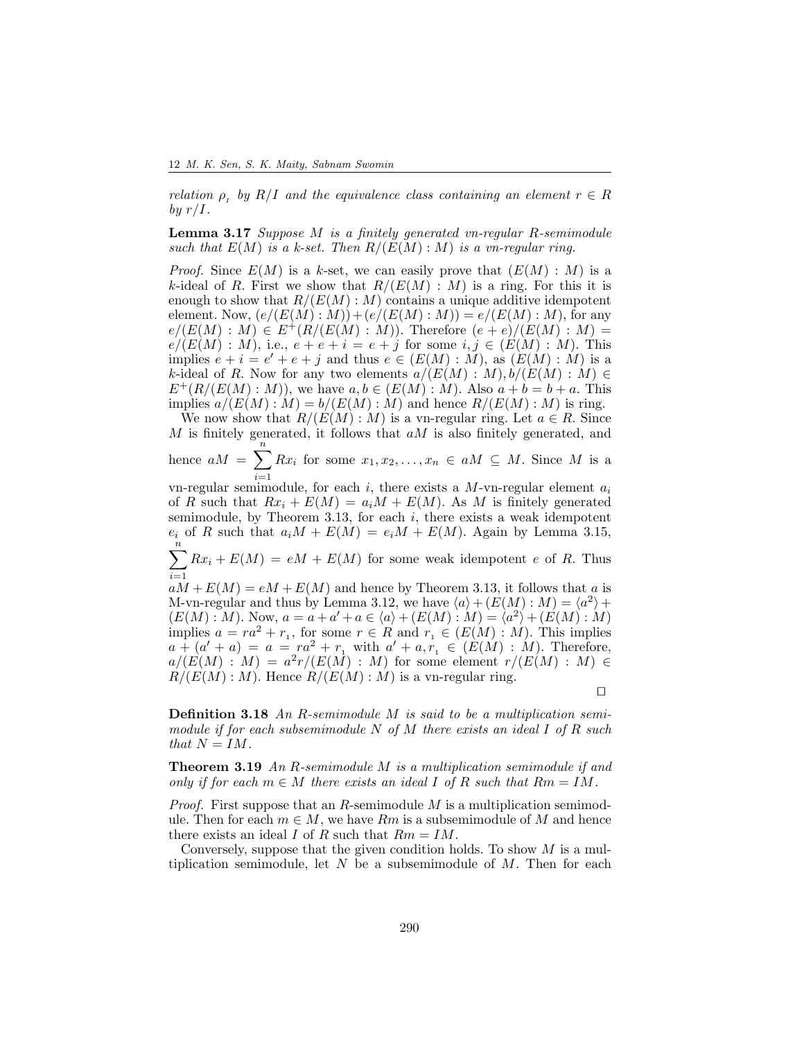*relation $\rho_{_I}$ by $R/I$ and the equivalence class containing an element $r \in R$ by $r/I$.*

**Lemma 3.17** *Suppose $M$ is a finitely generated vn-regular $R$-semimodule such that $E(M)$ is a $k$-set. Then $R/(E(M):M)$ is a vn-regular ring.*

*Proof.* Since $E(M)$ is a $k$-set, we can easily prove that $(E(M):M)$ is a $k$-ideal of $R$. First we show that $R/(E(M):M)$ is a ring. For this it is enough to show that $R/(E(M):M)$ contains a unique additive idempotent element. Now, $(e/(E(M):M))+(e/(E(M):M)) = e/(E(M):M)$, for any $e/(E(M):M) \in E^+(R/(E(M):M))$. Therefore $(e+e)/(E(M):M) = e/(E(M):M)$, i.e., $e+e+i = e+j$ for some $i,j \in (E(M):M)$. This implies $e+i = e'+e+j$ and thus $e \in (E(M):M)$, as $(E(M):M)$ is a $k$-ideal of $R$. Now for any two elements $a/(E(M):M), b/(E(M):M) \in E^+(R/(E(M):M))$, we have $a,b \in (E(M):M)$. Also $a+b = b+a$. This implies $a/(E(M):M) = b/(E(M):M)$ and hence $R/(E(M):M)$ is ring.

We now show that $R/(E(M):M)$ is a vn-regular ring. Let $a \in R$. Since $M$ is finitely generated, it follows that $aM$ is also finitely generated, and hence $aM = \sum_{i=1}^{n} Rx_i$ for some $x_1, x_2, \ldots, x_n \in aM \subseteq M$. Since $M$ is a vn-regular semimodule, for each $i$, there exists a $M$-vn-regular element $a_i$ of $R$ such that $Rx_i + E(M) = a_iM + E(M)$. As $M$ is finitely generated semimodule, by Theorem 3.13, for each $i$, there exists a weak idempotent $e_i$ of $R$ such that $a_iM + E(M) = e_iM + E(M)$. Again by Lemma 3.15, $\sum_{i=1}^{n} Rx_i + E(M) = eM + E(M)$ for some weak idempotent $e$ of $R$. Thus $aM + E(M) = eM + E(M)$ and hence by Theorem 3.13, it follows that $a$ is M-vn-regular and thus by Lemma 3.12, we have $\langle a \rangle + (E(M):M) = \langle a^2 \rangle + (E(M):M)$. Now, $a = a + a' + a \in \langle a \rangle + (E(M):M) = \langle a^2 \rangle + (E(M):M)$ implies $a = ra^2 + r_{_1}$, for some $r \in R$ and $r_{_1} \in (E(M):M)$. This implies $a + (a' + a) = a = ra^2 + r_{_1}$ with $a' + a, r_{_1} \in (E(M):M)$. Therefore, $a/(E(M):M) = a^2r/(E(M):M)$ for some element $r/(E(M):M) \in R/(E(M):M)$. Hence $R/(E(M):M)$ is a vn-regular ring.

$\square$

**Definition 3.18** *An $R$-semimodule $M$ is said to be a multiplication semimodule if for each subsemimodule $N$ of $M$ there exists an ideal $I$ of $R$ such that $N = IM$.*

**Theorem 3.19** *An $R$-semimodule $M$ is a multiplication semimodule if and only if for each $m \in M$ there exists an ideal $I$ of $R$ such that $Rm = IM$.*

*Proof.* First suppose that an $R$-semimodule $M$ is a multiplication semimodule. Then for each $m \in M$, we have $Rm$ is a subsemimodule of $M$ and hence there exists an ideal $I$ of $R$ such that $Rm = IM$.

Conversely, suppose that the given condition holds. To show $M$ is a multiplication semimodule, let $N$ be a subsemimodule of $M$. Then for each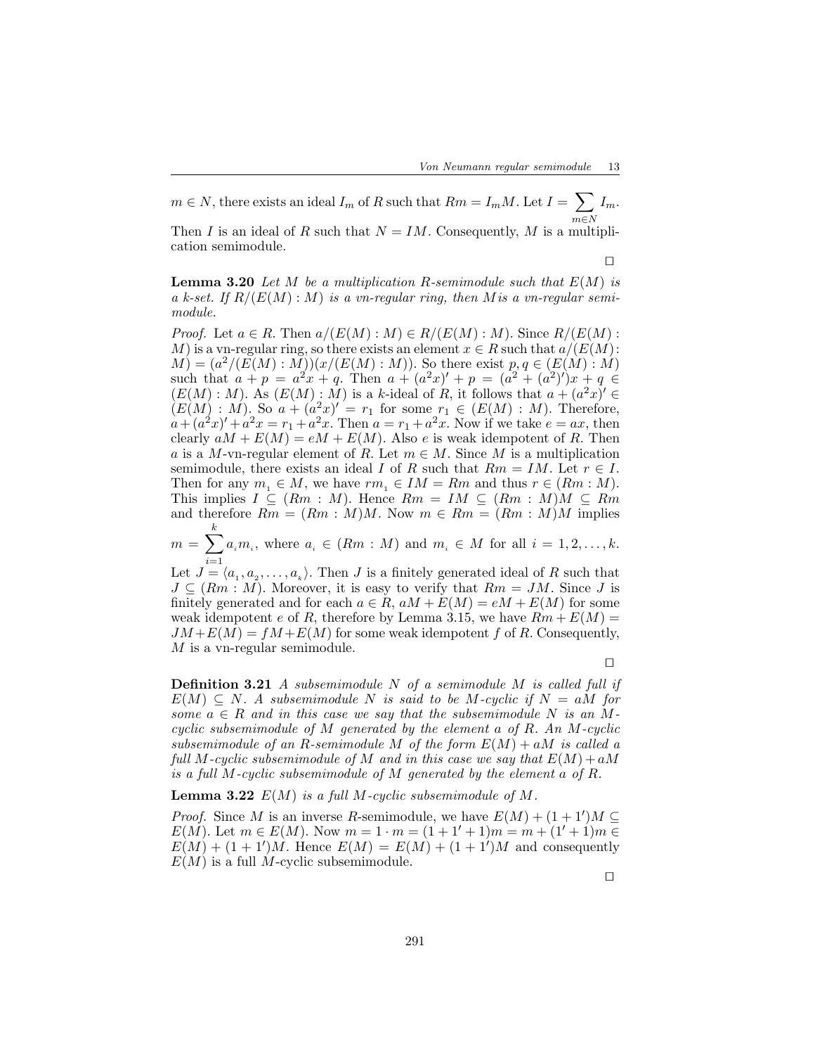$m \in N$, there exists an ideal $I_m$ of $R$ such that $Rm = I_m M$. Let $I = \sum_{m \in N} I_m$. Then $I$ is an ideal of $R$ such that $N = IM$. Consequently, $M$ is a multiplication semimodule.

□

**Lemma 3.20** *Let $M$ be a multiplication $R$-semimodule such that $E(M)$ is a $k$-set. If $R/(E(M):M)$ is a vn-regular ring, then $M$ is a vn-regular semimodule.*

*Proof.* Let $a \in R$. Then $a/(E(M):M) \in R/(E(M):M)$. Since $R/(E(M):M)$ is a vn-regular ring, so there exists an element $x \in R$ such that $a/(E(M):M) = (a^2/(E(M):M))(x/(E(M):M))$. So there exist $p, q \in (E(M):M)$ such that $a + p = a^2x + q$. Then $a + (a^2x)' + p = (a^2 + (a^2)')x + q \in (E(M):M)$. As $(E(M):M)$ is a $k$-ideal of $R$, it follows that $a + (a^2x)' \in (E(M):M)$. So $a + (a^2x)' = r_1$ for some $r_1 \in (E(M):M)$. Therefore, $a + (a^2x)' + a^2x = r_1 + a^2x$. Then $a = r_1 + a^2x$. Now if we take $e = ax$, then clearly $aM + E(M) = eM + E(M)$. Also $e$ is weak idempotent of $R$. Then $a$ is a $M$-vn-regular element of $R$. Let $m \in M$. Since $M$ is a multiplication semimodule, there exists an ideal $I$ of $R$ such that $Rm = IM$. Let $r \in I$. Then for any $m_1 \in M$, we have $rm_1 \in IM = Rm$ and thus $r \in (Rm:M)$. This implies $I \subseteq (Rm:M)$. Hence $Rm = IM \subseteq (Rm:M)M \subseteq Rm$ and therefore $Rm = (Rm:M)M$. Now $m \in Rm = (Rm:M)M$ implies $m = \sum_{i=1}^{k} a_i m_i$, where $a_i \in (Rm:M)$ and $m_i \in M$ for all $i = 1, 2, \ldots, k$. Let $J = \langle a_1, a_2, \ldots, a_k \rangle$. Then $J$ is a finitely generated ideal of $R$ such that $J \subseteq (Rm:M)$. Moreover, it is easy to verify that $Rm = JM$. Since $J$ is finitely generated and for each $a \in R$, $aM + E(M) = eM + E(M)$ for some weak idempotent $e$ of $R$, therefore by Lemma 3.15, we have $Rm + E(M) = JM + E(M) = fM + E(M)$ for some weak idempotent $f$ of $R$. Consequently, $M$ is a vn-regular semimodule.

□

**Definition 3.21** *A subsemimodule $N$ of a semimodule $M$ is called full if $E(M) \subseteq N$. A subsemimodule $N$ is said to be $M$-cyclic if $N = aM$ for some $a \in R$ and in this case we say that the subsemimodule $N$ is an $M$-cyclic subsemimodule of $M$ generated by the element $a$ of $R$. An $M$-cyclic subsemimodule of an $R$-semimodule $M$ of the form $E(M) + aM$ is called a full $M$-cyclic subsemimodule of $M$ and in this case we say that $E(M) + aM$ is a full $M$-cyclic subsemimodule of $M$ generated by the element $a$ of $R$.*

**Lemma 3.22** *$E(M)$ is a full $M$-cyclic subsemimodule of $M$.*

*Proof.* Since $M$ is an inverse $R$-semimodule, we have $E(M) + (1 + 1')M \subseteq E(M)$. Let $m \in E(M)$. Now $m = 1 \cdot m = (1 + 1' + 1)m = m + (1' + 1)m \in E(M) + (1 + 1')M$. Hence $E(M) = E(M) + (1 + 1')M$ and consequently $E(M)$ is a full $M$-cyclic subsemimodule.

□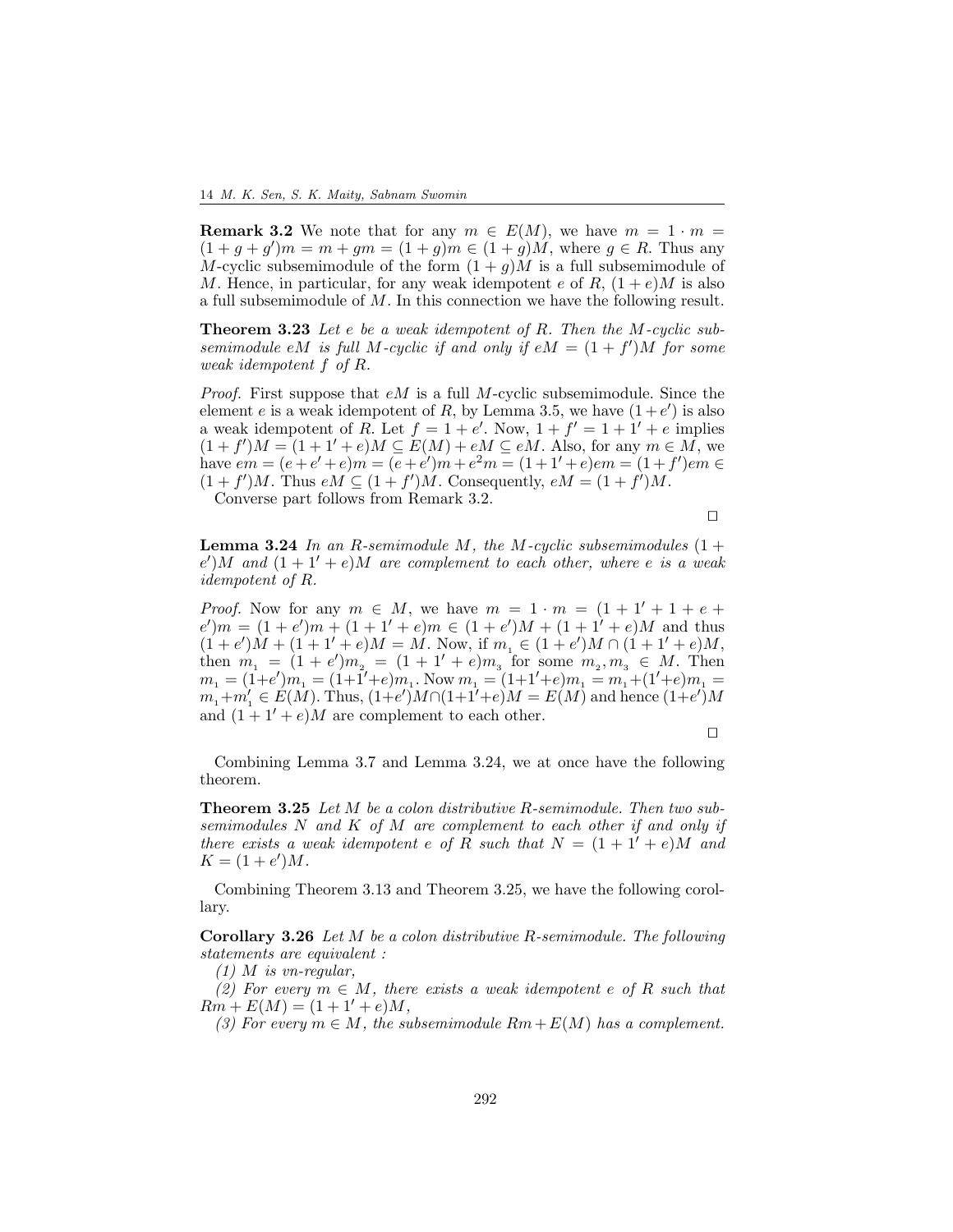**Remark 3.2** We note that for any $m \in E(M)$, we have $m = 1 \cdot m = (1 + g + g')m = m + gm = (1 + g)m \in (1 + g)M$, where $g \in R$. Thus any $M$-cyclic subsemimodule of the form $(1 + g)M$ is a full subsemimodule of $M$. Hence, in particular, for any weak idempotent $e$ of $R$, $(1 + e)M$ is also a full subsemimodule of $M$. In this connection we have the following result.

**Theorem 3.23** *Let $e$ be a weak idempotent of $R$. Then the $M$-cyclic subsemimodule $eM$ is full $M$-cyclic if and only if $eM = (1 + f')M$ for some weak idempotent $f$ of $R$.*

*Proof.* First suppose that $eM$ is a full $M$-cyclic subsemimodule. Since the element $e$ is a weak idempotent of $R$, by Lemma 3.5, we have $(1+e')$ is also a weak idempotent of $R$. Let $f = 1 + e'$. Now, $1 + f' = 1 + 1' + e$ implies $(1 + f')M = (1 + 1' + e)M \subseteq E(M) + eM \subseteq eM$. Also, for any $m \in M$, we have $em = (e + e' + e)m = (e + e')m + e^2m = (1 + 1' + e)em = (1 + f')em \in (1 + f')M$. Thus $eM \subseteq (1 + f')M$. Consequently, $eM = (1 + f')M$.

Converse part follows from Remark 3.2. □

**Lemma 3.24** *In an $R$-semimodule $M$, the $M$-cyclic subsemimodules $(1 + e')M$ and $(1 + 1' + e)M$ are complement to each other, where $e$ is a weak idempotent of $R$.*

*Proof.* Now for any $m \in M$, we have $m = 1 \cdot m = (1 + 1' + 1 + e + e')m = (1 + e')m + (1 + 1' + e)m \in (1 + e')M + (1 + 1' + e)M$ and thus $(1 + e')M + (1 + 1' + e)M = M$. Now, if $m_1 \in (1 + e')M \cap (1 + 1' + e)M$, then $m_1 = (1 + e')m_2 = (1 + 1' + e)m_3$ for some $m_2, m_3 \in M$. Then $m_1 = (1+e')m_1 = (1+1'+e)m_1$. Now $m_1 = (1+1'+e)m_1 = m_1+(1'+e)m_1 = m_1+m_1' \in E(M)$. Thus, $(1+e')M \cap (1+1'+e)M = E(M)$ and hence $(1+e')M$ and $(1 + 1' + e)M$ are complement to each other. □

Combining Lemma 3.7 and Lemma 3.24, we at once have the following theorem.

**Theorem 3.25** *Let $M$ be a colon distributive $R$-semimodule. Then two subsemimodules $N$ and $K$ of $M$ are complement to each other if and only if there exists a weak idempotent $e$ of $R$ such that $N = (1 + 1' + e)M$ and $K = (1 + e')M$.*

Combining Theorem 3.13 and Theorem 3.25, we have the following corollary.

**Corollary 3.26** *Let $M$ be a colon distributive $R$-semimodule. The following statements are equivalent :*

*(1) $M$ is vn-regular,*

*(2) For every $m \in M$, there exists a weak idempotent $e$ of $R$ such that $Rm + E(M) = (1 + 1' + e)M$,*

*(3) For every $m \in M$, the subsemimodule $Rm + E(M)$ has a complement.*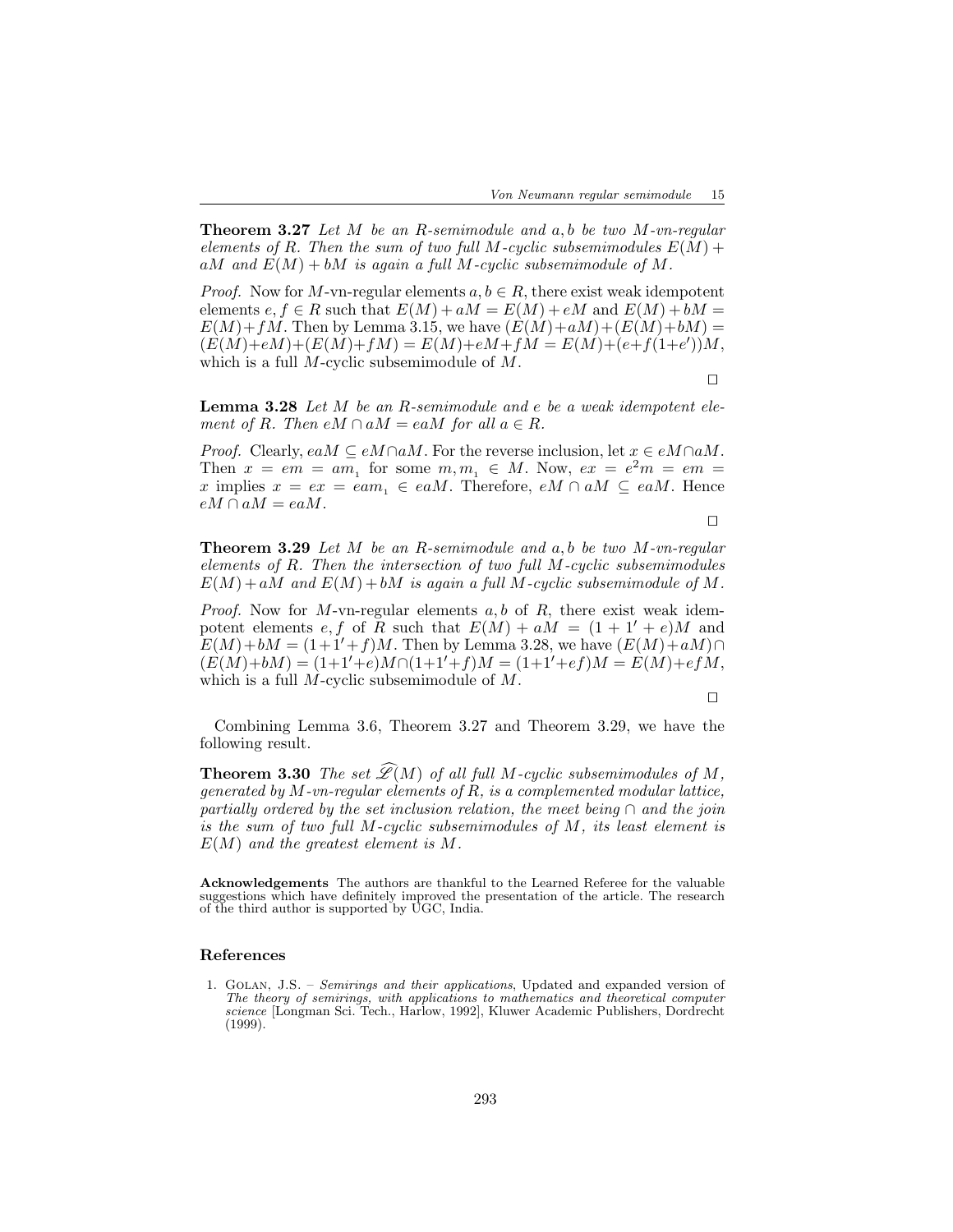**Theorem 3.27** *Let $M$ be an $R$-semimodule and $a, b$ be two $M$-vn-regular elements of $R$. Then the sum of two full $M$-cyclic subsemimodules $E(M) + aM$ and $E(M) + bM$ is again a full $M$-cyclic subsemimodule of $M$.*

*Proof.* Now for $M$-vn-regular elements $a, b \in R$, there exist weak idempotent elements $e, f \in R$ such that $E(M) + aM = E(M) + eM$ and $E(M) + bM = E(M) + fM$. Then by Lemma 3.15, we have $(E(M)+aM)+(E(M)+bM) = (E(M)+eM)+(E(M)+fM) = E(M)+eM+fM = E(M)+(e+f(1+e'))M$, which is a full $M$-cyclic subsemimodule of $M$.

□

**Lemma 3.28** *Let $M$ be an $R$-semimodule and $e$ be a weak idempotent element of $R$. Then $eM \cap aM = eaM$ for all $a \in R$.*

*Proof.* Clearly, $eaM \subseteq eM \cap aM$. For the reverse inclusion, let $x \in eM \cap aM$. Then $x = em = am_1$ for some $m, m_1 \in M$. Now, $ex = e^2m = em = x$ implies $x = ex = eam_1 \in eaM$. Therefore, $eM \cap aM \subseteq eaM$. Hence $eM \cap aM = eaM$.

□

**Theorem 3.29** *Let $M$ be an $R$-semimodule and $a, b$ be two $M$-vn-regular elements of $R$. Then the intersection of two full $M$-cyclic subsemimodules $E(M) + aM$ and $E(M) + bM$ is again a full $M$-cyclic subsemimodule of $M$.*

*Proof.* Now for $M$-vn-regular elements $a, b$ of $R$, there exist weak idempotent elements $e, f$ of $R$ such that $E(M) + aM = (1 + 1' + e)M$ and $E(M)+bM = (1+1'+f)M$. Then by Lemma 3.28, we have $(E(M)+aM) \cap (E(M)+bM) = (1+1'+e)M \cap (1+1'+f)M = (1+1'+ef)M = E(M)+efM$, which is a full $M$-cyclic subsemimodule of $M$.

□

Combining Lemma 3.6, Theorem 3.27 and Theorem 3.29, we have the following result.

**Theorem 3.30** *The set $\widehat{\mathscr{L}}(M)$ of all full $M$-cyclic subsemimodules of $M$, generated by $M$-vn-regular elements of $R$, is a complemented modular lattice, partially ordered by the set inclusion relation, the meet being $\cap$ and the join is the sum of two full $M$-cyclic subsemimodules of $M$, its least element is $E(M)$ and the greatest element is $M$.*

**Acknowledgements** The authors are thankful to the Learned Referee for the valuable suggestions which have definitely improved the presentation of the article. The research of the third author is supported by UGC, India.

## References

1. Golan, J.S. – *Semirings and their applications*, Updated and expanded version of *The theory of semirings, with applications to mathematics and theoretical computer science* [Longman Sci. Tech., Harlow, 1992], Kluwer Academic Publishers, Dordrecht (1999).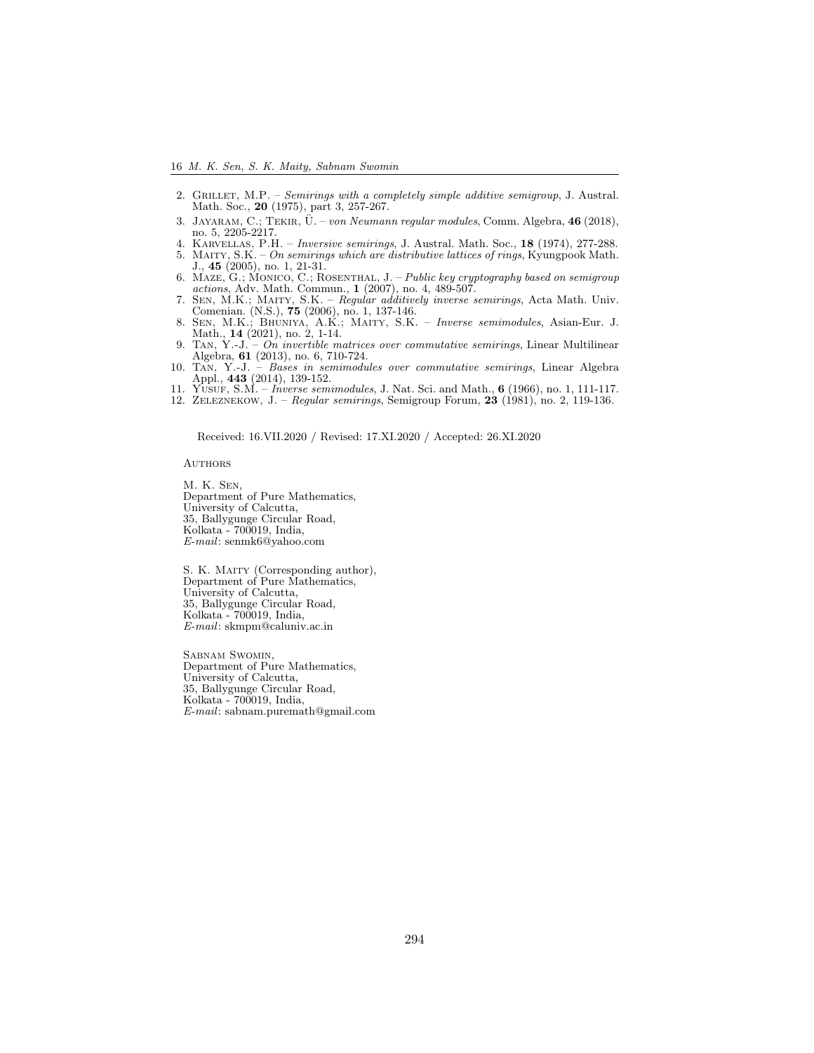2. Grillet, M.P. – *Semirings with a completely simple additive semigroup*, J. Austral. Math. Soc., **20** (1975), part 3, 257-267.
3. Jayaram, C.; Tekir, Ü. – *von Neumann regular modules*, Comm. Algebra, **46** (2018), no. 5, 2205-2217.
4. Karvellas, P.H. – *Inversive semirings*, J. Austral. Math. Soc., **18** (1974), 277-288.
5. Maity, S.K. – *On semirings which are distributive lattices of rings*, Kyungpook Math. J., **45** (2005), no. 1, 21-31.
6. Maze, G.; Monico, C.; Rosenthal, J. – *Public key cryptography based on semigroup actions*, Adv. Math. Commun., **1** (2007), no. 4, 489-507.
7. Sen, M.K.; Maity, S.K. – *Regular additively inverse semirings*, Acta Math. Univ. Comenian. (N.S.), **75** (2006), no. 1, 137-146.
8. Sen, M.K.; Bhuniya, A.K.; Maity, S.K. – *Inverse semimodules*, Asian-Eur. J. Math., **14** (2021), no. 2, 1-14.
9. Tan, Y.-J. – *On invertible matrices over commutative semirings*, Linear Multilinear Algebra, **61** (2013), no. 6, 710-724.
10. Tan, Y.-J. – *Bases in semimodules over commutative semirings*, Linear Algebra Appl., **443** (2014), 139-152.
11. Yusuf, S.M. – *Inverse semimodules*, J. Nat. Sci. and Math., **6** (1966), no. 1, 111-117.
12. Zeleznekow, J. – *Regular semirings*, Semigroup Forum, **23** (1981), no. 2, 119-136.

Received: 16.VII.2020 / Revised: 17.XI.2020 / Accepted: 26.XI.2020

Authors

M. K. Sen,
Department of Pure Mathematics,
University of Calcutta,
35, Ballygunge Circular Road,
Kolkata - 700019, India,
*E-mail*: senmk6@yahoo.com

S. K. Maity (Corresponding author),
Department of Pure Mathematics,
University of Calcutta,
35, Ballygunge Circular Road,
Kolkata - 700019, India,
*E-mail*: skmpm@caluniv.ac.in

Sabnam Swomin,
Department of Pure Mathematics,
University of Calcutta,
35, Ballygunge Circular Road,
Kolkata - 700019, India,
*E-mail*: sabnam.puremath@gmail.com